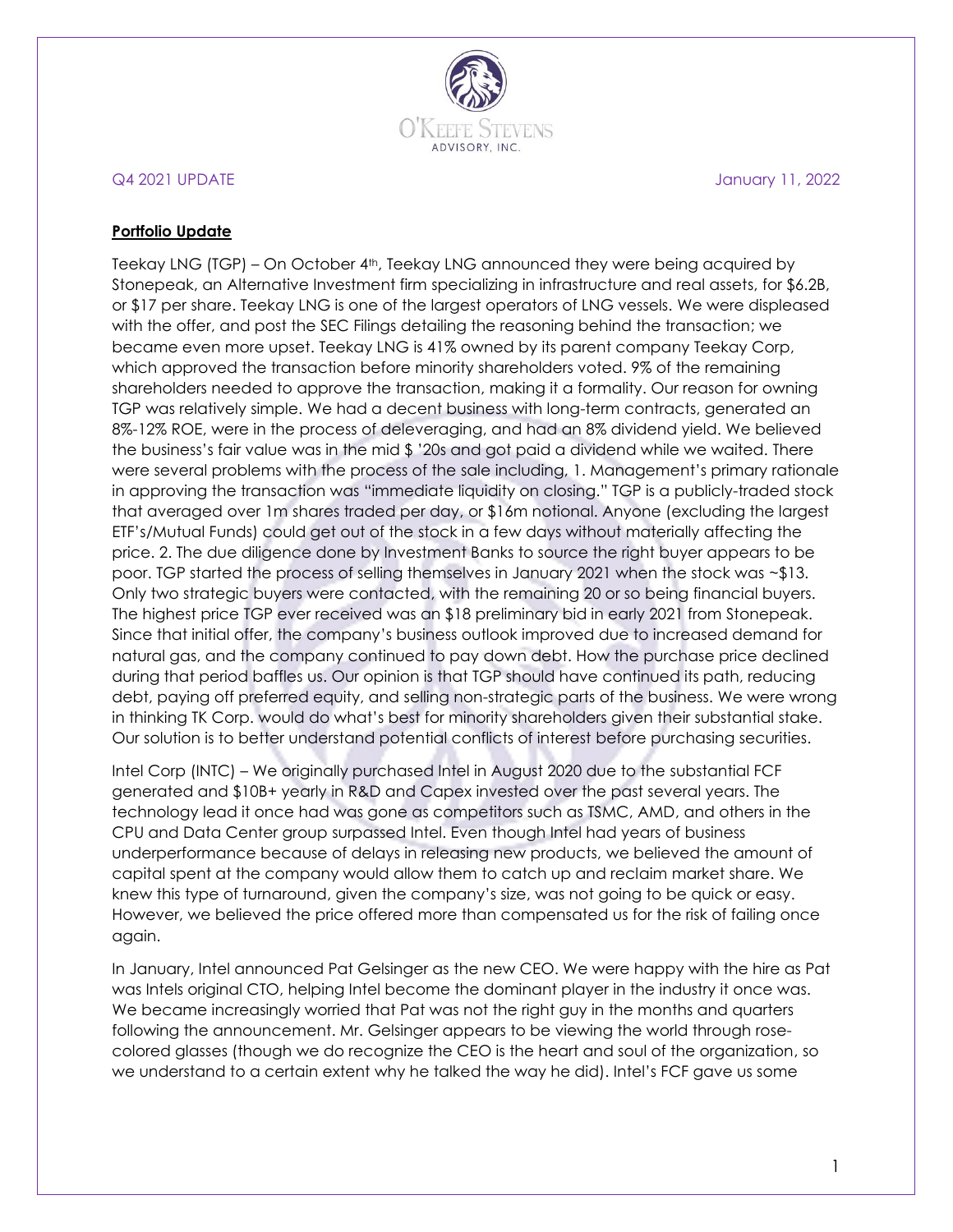O'KEEFE STEVENS ADVISORY, INC.

Q4 2021 UPDATE January 11, 2022

**Portfolio Update**

Teekay LNG (TGP) – On October 4th, Teekay LNG announced they were being acquired by Stonepeak, an Alternative Investment firm specializing in infrastructure and real assets, for \$6.2B, or \$17 per share. Teekay LNG is one of the largest operators of LNG vessels. We were displeased with the offer, and post the SEC Filings detailing the reasoning behind the transaction; we became even more upset. Teekay LNG is 41% owned by its parent company Teekay Corp, which approved the transaction before minority shareholders voted. 9% of the remaining shareholders needed to approve the transaction, making it a formality. Our reason for owning TGP was relatively simple. We had a decent business with long-term contracts, generated an 8%-12% ROE, were in the process of deleveraging, and had an 8% dividend yield. We believed the business's fair value was in the mid \$ '20s and got paid a dividend while we waited. There were several problems with the process of the sale including, 1. Management's primary rationale in approving the transaction was "immediate liquidity on closing." TGP is a publicly-traded stock that averaged over 1m shares traded per day, or \$16m notional. Anyone (excluding the largest ETF's/Mutual Funds) could get out of the stock in a few days without materially affecting the price. 2. The due diligence done by Investment Banks to source the right buyer appears to be poor. TGP started the process of selling themselves in January 2021 when the stock was ~\$13. Only two strategic buyers were contacted, with the remaining 20 or so being financial buyers. The highest price TGP ever received was an \$18 preliminary bid in early 2021 from Stonepeak. Since that initial offer, the company's business outlook improved due to increased demand for natural gas, and the company continued to pay down debt. How the purchase price declined during that period baffles us. Our opinion is that TGP should have continued its path, reducing debt, paying off preferred equity, and selling non-strategic parts of the business. We were wrong in thinking TK Corp. would do what's best for minority shareholders given their substantial stake. Our solution is to better understand potential conflicts of interest before purchasing securities.

Intel Corp (INTC) – We originally purchased Intel in August 2020 due to the substantial FCF generated and \$10B+ yearly in R&D and Capex invested over the past several years. The technology lead it once had was gone as competitors such as TSMC, AMD, and others in the CPU and Data Center group surpassed Intel. Even though Intel had years of business underperformance because of delays in releasing new products, we believed the amount of capital spent at the company would allow them to catch up and reclaim market share. We knew this type of turnaround, given the company's size, was not going to be quick or easy. However, we believed the price offered more than compensated us for the risk of failing once again.

In January, Intel announced Pat Gelsinger as the new CEO. We were happy with the hire as Pat was Intels original CTO, helping Intel become the dominant player in the industry it once was. We became increasingly worried that Pat was not the right guy in the months and quarters following the announcement. Mr. Gelsinger appears to be viewing the world through rose-colored glasses (though we do recognize the CEO is the heart and soul of the organization, so we understand to a certain extent why he talked the way he did). Intel's FCF gave us some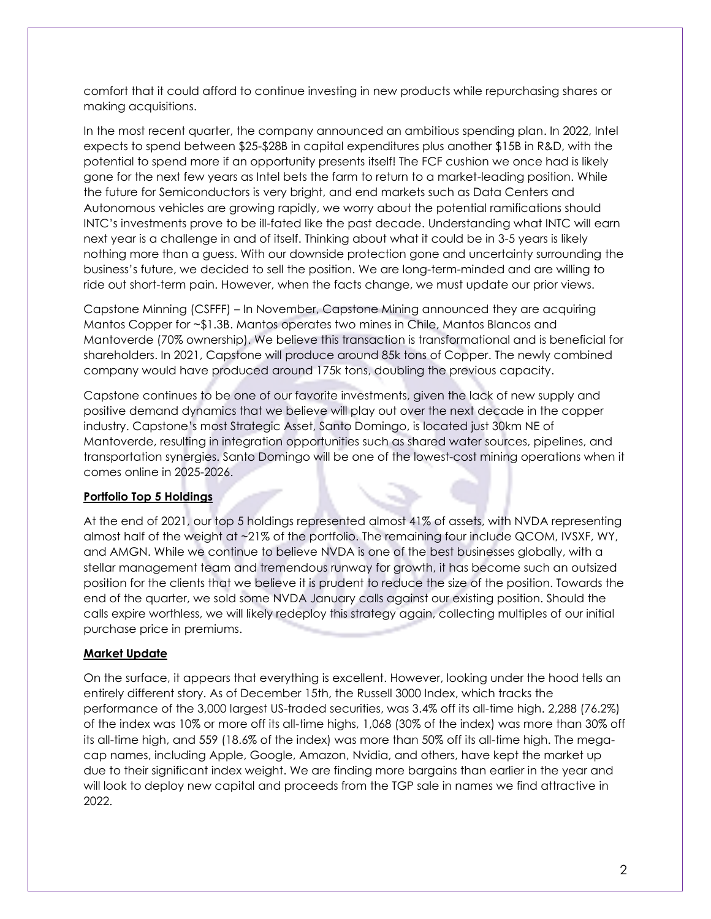comfort that it could afford to continue investing in new products while repurchasing shares or making acquisitions.

In the most recent quarter, the company announced an ambitious spending plan. In 2022, Intel expects to spend between $25-$28B in capital expenditures plus another $15B in R&D, with the potential to spend more if an opportunity presents itself! The FCF cushion we once had is likely gone for the next few years as Intel bets the farm to return to a market-leading position. While the future for Semiconductors is very bright, and end markets such as Data Centers and Autonomous vehicles are growing rapidly, we worry about the potential ramifications should INTC's investments prove to be ill-fated like the past decade. Understanding what INTC will earn next year is a challenge in and of itself. Thinking about what it could be in 3-5 years is likely nothing more than a guess. With our downside protection gone and uncertainty surrounding the business's future, we decided to sell the position. We are long-term-minded and are willing to ride out short-term pain. However, when the facts change, we must update our prior views.

Capstone Minning (CSFFF) – In November, Capstone Mining announced they are acquiring Mantos Copper for ~$1.3B. Mantos operates two mines in Chile, Mantos Blancos and Mantoverde (70% ownership). We believe this transaction is transformational and is beneficial for shareholders. In 2021, Capstone will produce around 85k tons of Copper. The newly combined company would have produced around 175k tons, doubling the previous capacity.

Capstone continues to be one of our favorite investments, given the lack of new supply and positive demand dynamics that we believe will play out over the next decade in the copper industry. Capstone's most Strategic Asset, Santo Domingo, is located just 30km NE of Mantoverde, resulting in integration opportunities such as shared water sources, pipelines, and transportation synergies. Santo Domingo will be one of the lowest-cost mining operations when it comes online in 2025-2026.

**Portfolio Top 5 Holdings**

At the end of 2021, our top 5 holdings represented almost 41% of assets, with NVDA representing almost half of the weight at ~21% of the portfolio. The remaining four include QCOM, IVSXF, WY, and AMGN. While we continue to believe NVDA is one of the best businesses globally, with a stellar management team and tremendous runway for growth, it has become such an outsized position for the clients that we believe it is prudent to reduce the size of the position. Towards the end of the quarter, we sold some NVDA January calls against our existing position. Should the calls expire worthless, we will likely redeploy this strategy again, collecting multiples of our initial purchase price in premiums.

**Market Update**

On the surface, it appears that everything is excellent. However, looking under the hood tells an entirely different story. As of December 15th, the Russell 3000 Index, which tracks the performance of the 3,000 largest US-traded securities, was 3.4% off its all-time high. 2,288 (76.2%) of the index was 10% or more off its all-time highs, 1,068 (30% of the index) was more than 30% off its all-time high, and 559 (18.6% of the index) was more than 50% off its all-time high. The mega-cap names, including Apple, Google, Amazon, Nvidia, and others, have kept the market up due to their significant index weight. We are finding more bargains than earlier in the year and will look to deploy new capital and proceeds from the TGP sale in names we find attractive in 2022.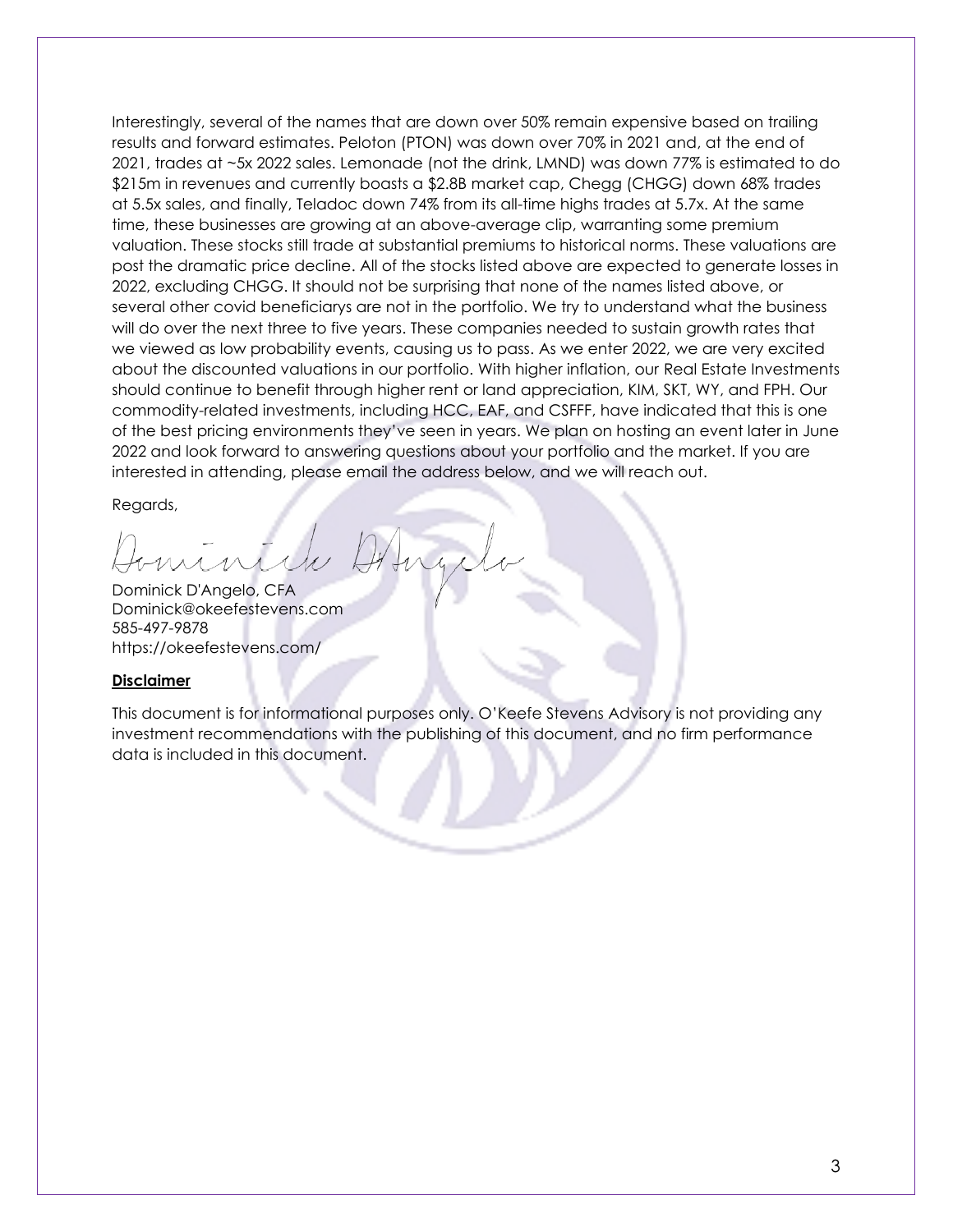Interestingly, several of the names that are down over 50% remain expensive based on trailing results and forward estimates. Peloton (PTON) was down over 70% in 2021 and, at the end of 2021, trades at ~5x 2022 sales. Lemonade (not the drink, LMND) was down 77% is estimated to do $215m in revenues and currently boasts a $2.8B market cap, Chegg (CHGG) down 68% trades at 5.5x sales, and finally, Teladoc down 74% from its all-time highs trades at 5.7x. At the same time, these businesses are growing at an above-average clip, warranting some premium valuation. These stocks still trade at substantial premiums to historical norms. These valuations are post the dramatic price decline. All of the stocks listed above are expected to generate losses in 2022, excluding CHGG. It should not be surprising that none of the names listed above, or several other covid beneficiarys are not in the portfolio. We try to understand what the business will do over the next three to five years. These companies needed to sustain growth rates that we viewed as low probability events, causing us to pass. As we enter 2022, we are very excited about the discounted valuations in our portfolio. With higher inflation, our Real Estate Investments should continue to benefit through higher rent or land appreciation, KIM, SKT, WY, and FPH. Our commodity-related investments, including HCC, EAF, and CSFFF, have indicated that this is one of the best pricing environments they've seen in years. We plan on hosting an event later in June 2022 and look forward to answering questions about your portfolio and the market. If you are interested in attending, please email the address below, and we will reach out.

Regards,

Dominick D'Angelo

Dominick D'Angelo, CFA
Dominick@okeefestevens.com
585-497-9878
https://okeefestevens.com/

**Disclaimer**

This document is for informational purposes only. O'Keefe Stevens Advisory is not providing any investment recommendations with the publishing of this document, and no firm performance data is included in this document.